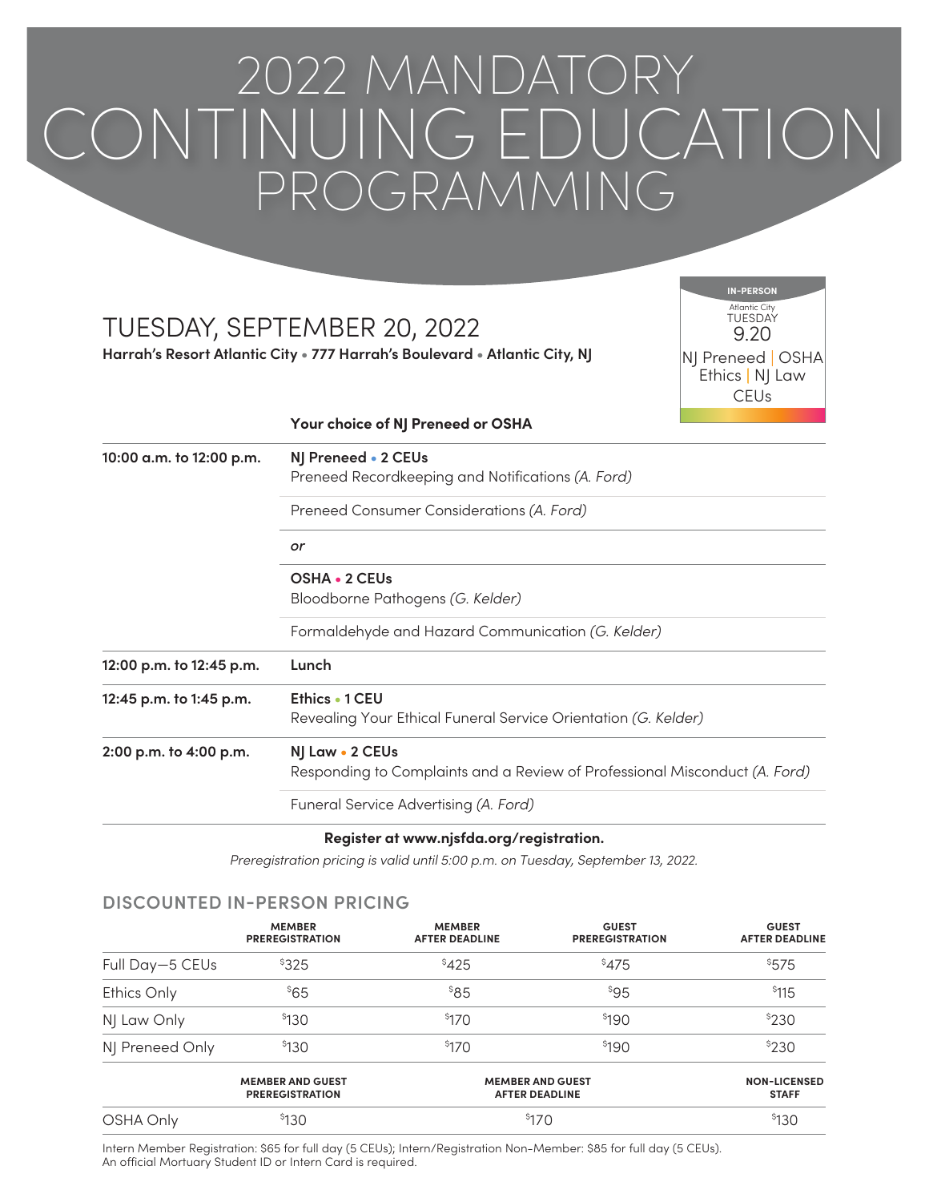# 2022 MANDATORY CONTINUING EDUCATION PROGRAMMING

## TUESDAY, SEPTEMBER 20, 2022

**Harrah's Resort Atlantic City • 777 Harrah's Boulevard • Atlantic City, NJ**

IN-PERSON
Atlantic City
TUESDAY
9.20
NJ Preneed | OSHA
Ethics | NJ Law
CEUs

| | **Your choice of NJ Preneed or OSHA** |
|---|---|
| **10:00 a.m. to 12:00 p.m.** | **NJ Preneed • 2 CEUs** Preneed Recordkeeping and Notifications *(A. Ford)* |
| | Preneed Consumer Considerations *(A. Ford)* |
| | *or* |
| | **OSHA • 2 CEUs** Bloodborne Pathogens *(G. Kelder)* |
| | Formaldehyde and Hazard Communication *(G. Kelder)* |
| **12:00 p.m. to 12:45 p.m.** | **Lunch** |
| **12:45 p.m. to 1:45 p.m.** | **Ethics • 1 CEU** Revealing Your Ethical Funeral Service Orientation *(G. Kelder)* |
| **2:00 p.m. to 4:00 p.m.** | **NJ Law • 2 CEUs** Responding to Complaints and a Review of Professional Misconduct *(A. Ford)* |
| | Funeral Service Advertising *(A. Ford)* |

**Register at www.njsfda.org/registration.**

*Preregistration pricing is valid until 5:00 p.m. on Tuesday, September 13, 2022.*

## DISCOUNTED IN-PERSON PRICING

| | MEMBER PREREGISTRATION | MEMBER AFTER DEADLINE | GUEST PREREGISTRATION | GUEST AFTER DEADLINE |
|---|---|---|---|---|
| Full Day—5 CEUs | $325 | $425 | $475 | $575 |
| Ethics Only | $65 | $85 | $95 | $115 |
| NJ Law Only | $130 | $170 | $190 | $230 |
| NJ Preneed Only | $130 | $170 | $190 | $230 |

| | MEMBER AND GUEST PREREGISTRATION | MEMBER AND GUEST AFTER DEADLINE | NON-LICENSED STAFF |
|---|---|---|---|
| OSHA Only | $130 | $170 | $130 |

Intern Member Registration: $65 for full day (5 CEUs); Intern/Registration Non-Member: $85 for full day (5 CEUs). An official Mortuary Student ID or Intern Card is required.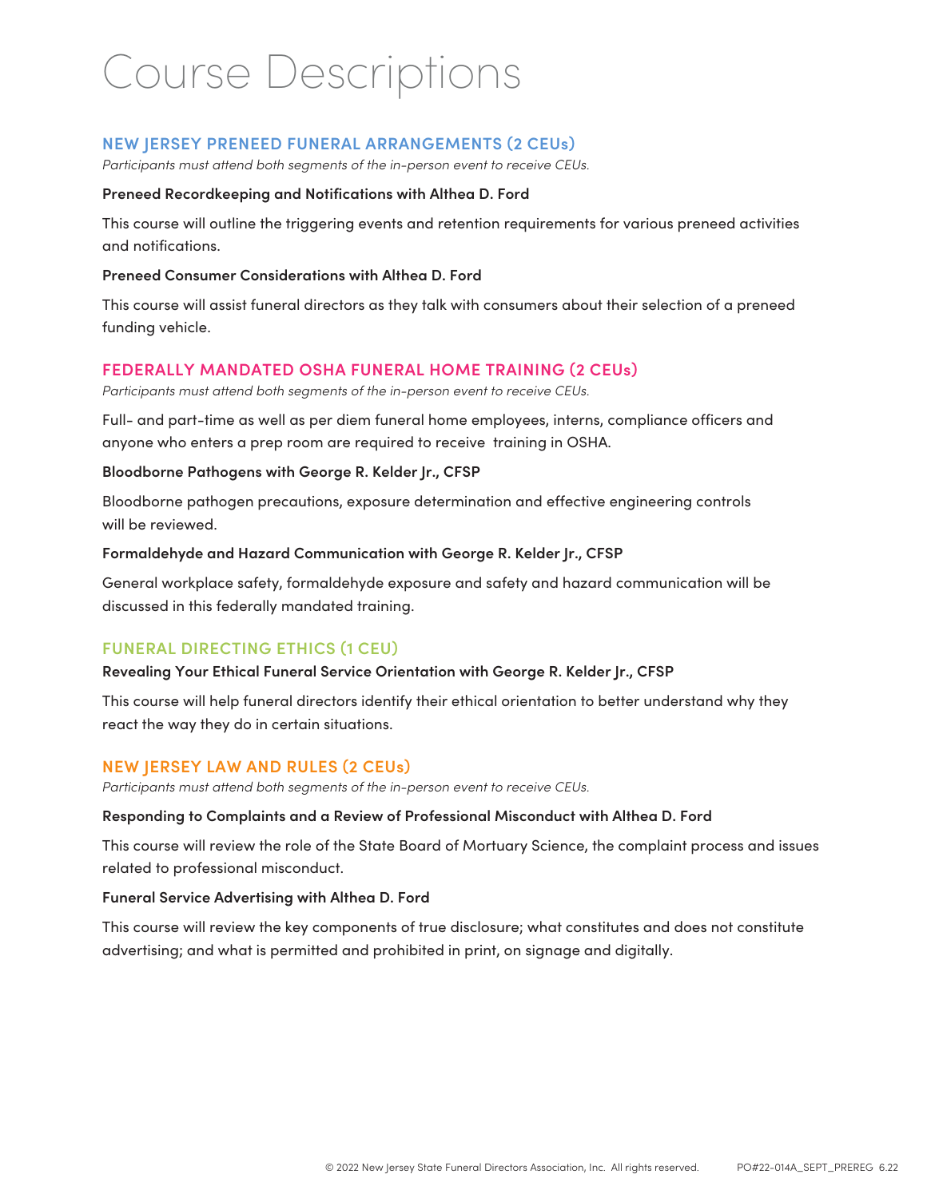# Course Descriptions

## NEW JERSEY PRENEED FUNERAL ARRANGEMENTS (2 CEUs)

*Participants must attend both segments of the in-person event to receive CEUs.*

**Preneed Recordkeeping and Notifications with Althea D. Ford**

This course will outline the triggering events and retention requirements for various preneed activities and notifications.

**Preneed Consumer Considerations with Althea D. Ford**

This course will assist funeral directors as they talk with consumers about their selection of a preneed funding vehicle.

## FEDERALLY MANDATED OSHA FUNERAL HOME TRAINING (2 CEUs)

*Participants must attend both segments of the in-person event to receive CEUs.*

Full- and part-time as well as per diem funeral home employees, interns, compliance officers and anyone who enters a prep room are required to receive training in OSHA.

**Bloodborne Pathogens with George R. Kelder Jr., CFSP**

Bloodborne pathogen precautions, exposure determination and effective engineering controls will be reviewed.

**Formaldehyde and Hazard Communication with George R. Kelder Jr., CFSP**

General workplace safety, formaldehyde exposure and safety and hazard communication will be discussed in this federally mandated training.

## FUNERAL DIRECTING ETHICS (1 CEU)

**Revealing Your Ethical Funeral Service Orientation with George R. Kelder Jr., CFSP**

This course will help funeral directors identify their ethical orientation to better understand why they react the way they do in certain situations.

## NEW JERSEY LAW AND RULES (2 CEUs)

*Participants must attend both segments of the in-person event to receive CEUs.*

**Responding to Complaints and a Review of Professional Misconduct with Althea D. Ford**

This course will review the role of the State Board of Mortuary Science, the complaint process and issues related to professional misconduct.

**Funeral Service Advertising with Althea D. Ford**

This course will review the key components of true disclosure; what constitutes and does not constitute advertising; and what is permitted and prohibited in print, on signage and digitally.

© 2022 New Jersey State Funeral Directors Association, Inc. All rights reserved. PO#22-014A_SEPT_PREREG 6.22